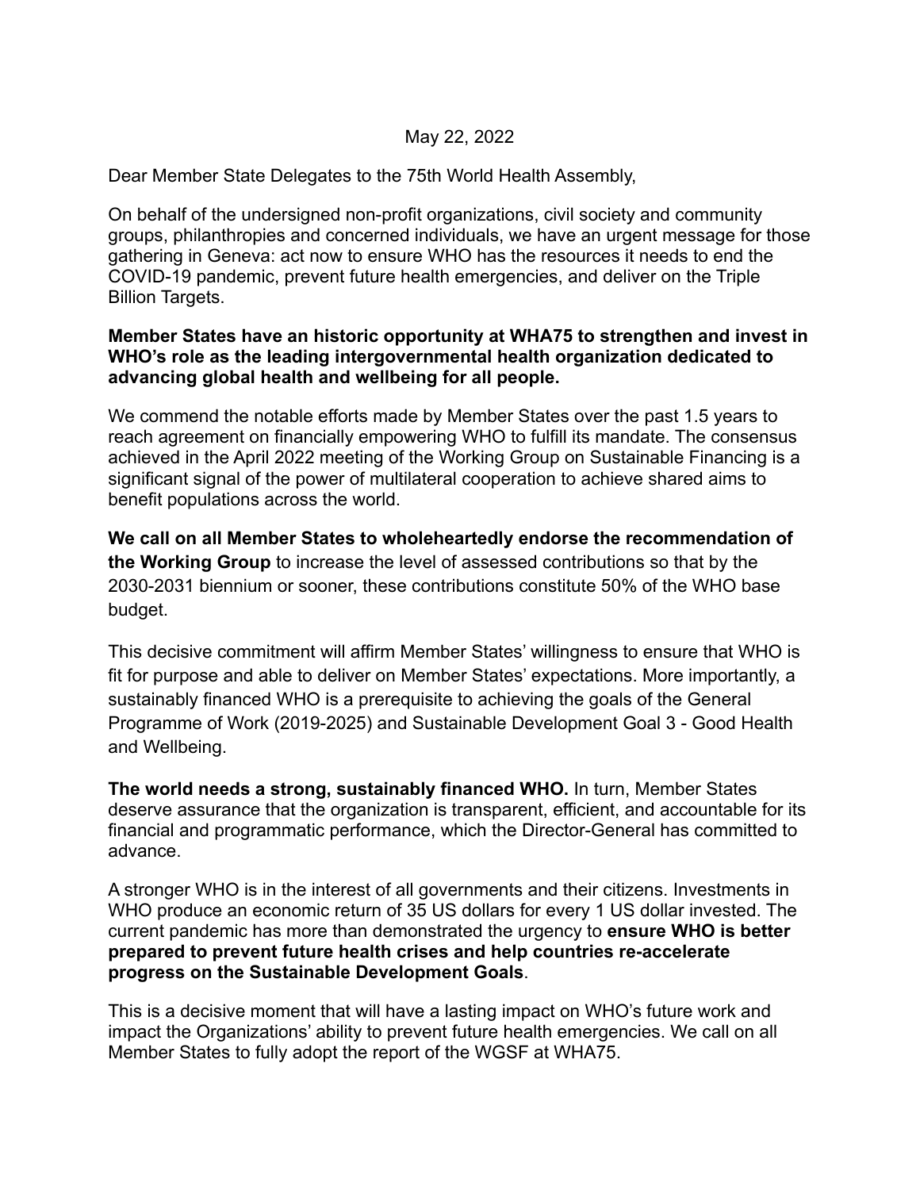May 22, 2022

Dear Member State Delegates to the 75th World Health Assembly,

On behalf of the undersigned non-profit organizations, civil society and community groups, philanthropies and concerned individuals, we have an urgent message for those gathering in Geneva: act now to ensure WHO has the resources it needs to end the COVID-19 pandemic, prevent future health emergencies, and deliver on the Triple Billion Targets.

**Member States have an historic opportunity at WHA75 to strengthen and invest in WHO's role as the leading intergovernmental health organization dedicated to advancing global health and wellbeing for all people.**

We commend the notable efforts made by Member States over the past 1.5 years to reach agreement on financially empowering WHO to fulfill its mandate. The consensus achieved in the April 2022 meeting of the Working Group on Sustainable Financing is a significant signal of the power of multilateral cooperation to achieve shared aims to benefit populations across the world.

**We call on all Member States to wholeheartedly endorse the recommendation of the Working Group** to increase the level of assessed contributions so that by the 2030-2031 biennium or sooner, these contributions constitute 50% of the WHO base budget.

This decisive commitment will affirm Member States' willingness to ensure that WHO is fit for purpose and able to deliver on Member States' expectations. More importantly, a sustainably financed WHO is a prerequisite to achieving the goals of the General Programme of Work (2019-2025) and Sustainable Development Goal 3 - Good Health and Wellbeing.

**The world needs a strong, sustainably financed WHO.** In turn, Member States deserve assurance that the organization is transparent, efficient, and accountable for its financial and programmatic performance, which the Director-General has committed to advance.

A stronger WHO is in the interest of all governments and their citizens. Investments in WHO produce an economic return of 35 US dollars for every 1 US dollar invested. The current pandemic has more than demonstrated the urgency to **ensure WHO is better prepared to prevent future health crises and help countries re-accelerate progress on the Sustainable Development Goals**.

This is a decisive moment that will have a lasting impact on WHO's future work and impact the Organizations' ability to prevent future health emergencies. We call on all Member States to fully adopt the report of the WGSF at WHA75.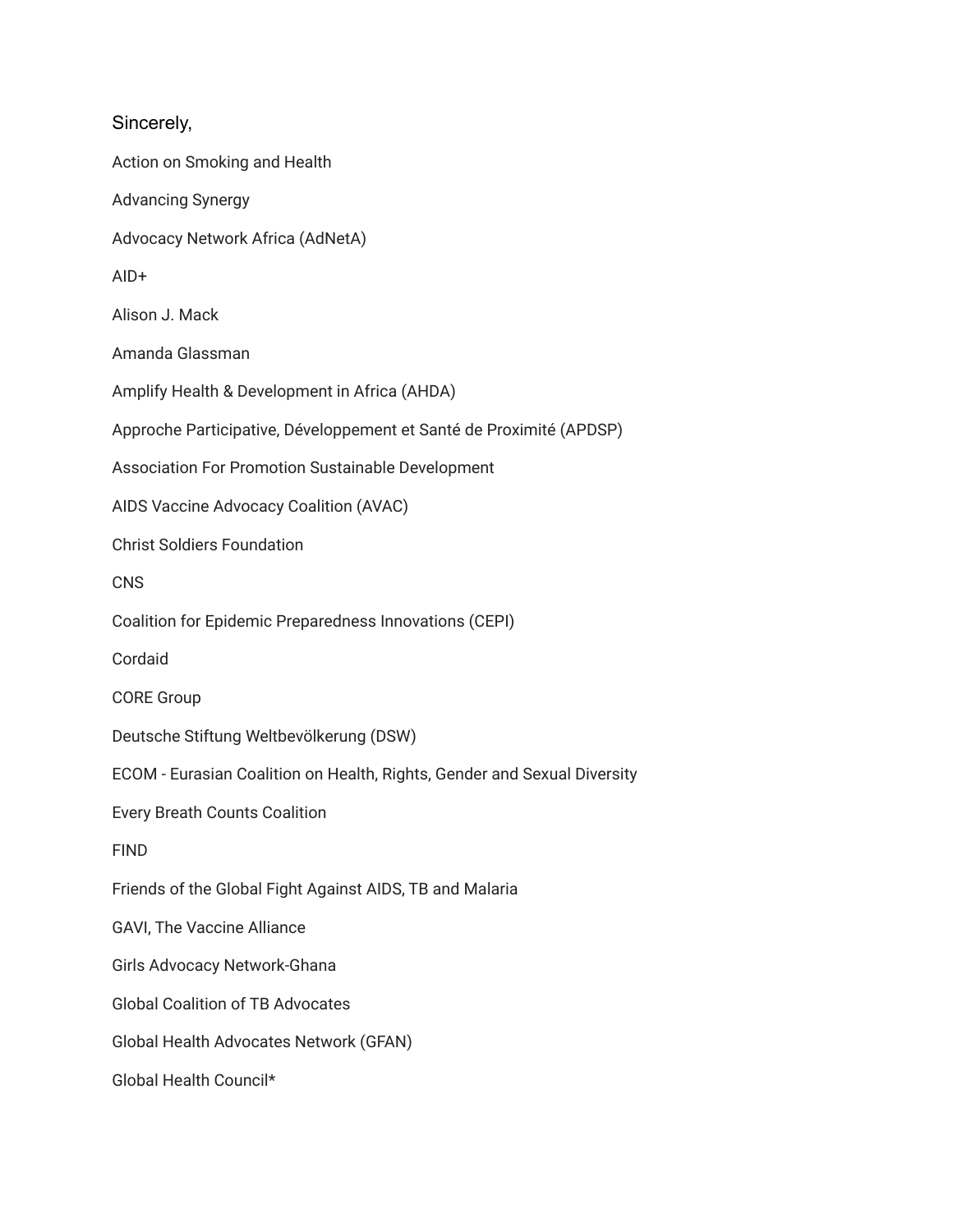Sincerely,

Action on Smoking and Health

Advancing Synergy

Advocacy Network Africa (AdNetA)

AID+

Alison J. Mack

Amanda Glassman

Amplify Health & Development in Africa (AHDA)

Approche Participative, Développement et Santé de Proximité (APDSP)

Association For Promotion Sustainable Development

AIDS Vaccine Advocacy Coalition (AVAC)

Christ Soldiers Foundation

CNS

Coalition for Epidemic Preparedness Innovations (CEPI)

Cordaid

CORE Group

Deutsche Stiftung Weltbevölkerung (DSW)

ECOM - Eurasian Coalition on Health, Rights, Gender and Sexual Diversity

Every Breath Counts Coalition

FIND

Friends of the Global Fight Against AIDS, TB and Malaria

GAVI, The Vaccine Alliance

Girls Advocacy Network-Ghana

Global Coalition of TB Advocates

Global Health Advocates Network (GFAN)

Global Health Council*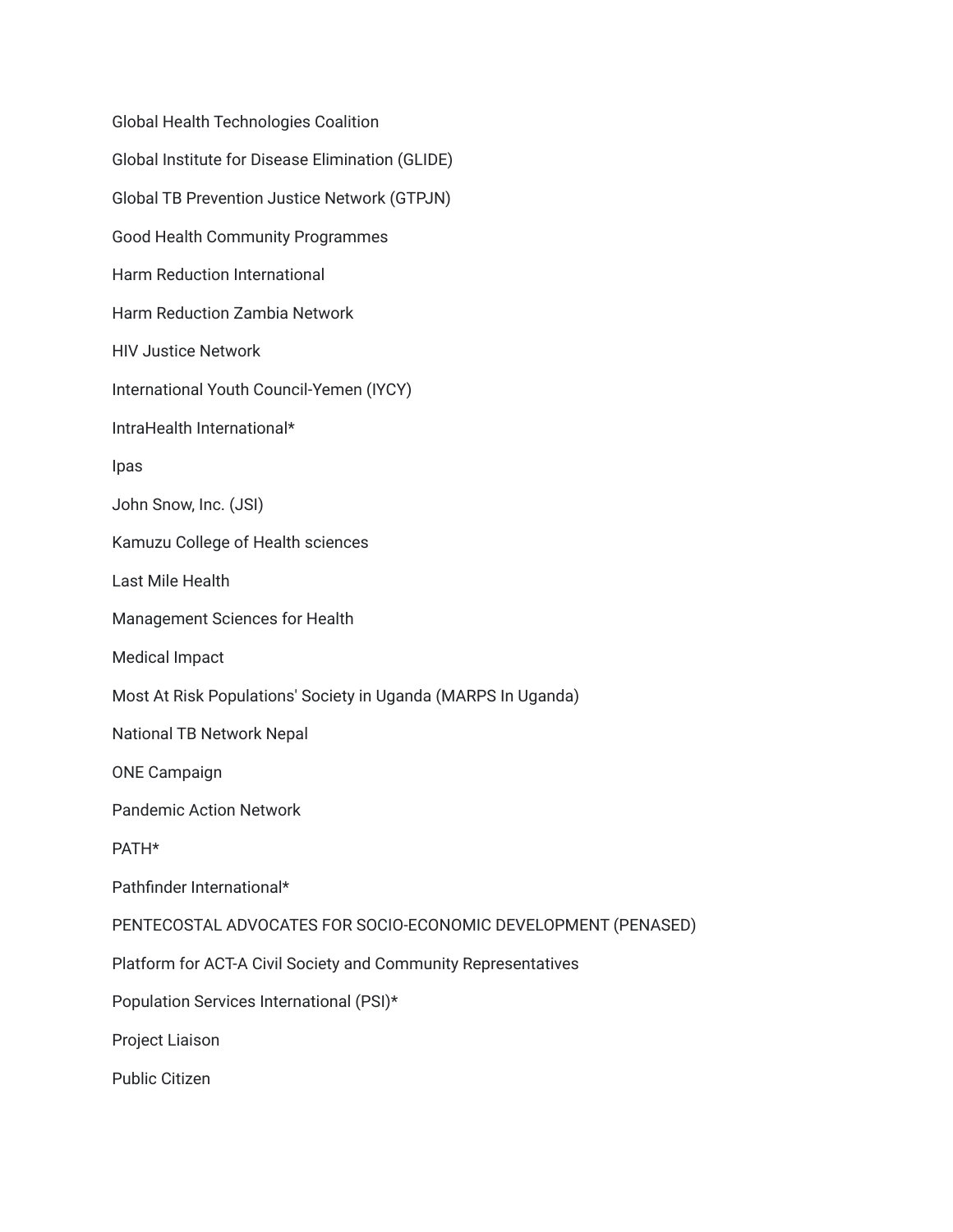Global Health Technologies Coalition

Global Institute for Disease Elimination (GLIDE)

Global TB Prevention Justice Network (GTPJN)

Good Health Community Programmes

Harm Reduction International

Harm Reduction Zambia Network

HIV Justice Network

International Youth Council-Yemen (IYCY)

IntraHealth International*

Ipas

John Snow, Inc. (JSI)

Kamuzu College of Health sciences

Last Mile Health

Management Sciences for Health

Medical Impact

Most At Risk Populations' Society in Uganda (MARPS In Uganda)

National TB Network Nepal

ONE Campaign

Pandemic Action Network

PATH*

Pathfinder International*

PENTECOSTAL ADVOCATES FOR SOCIO-ECONOMIC DEVELOPMENT (PENASED)

Platform for ACT-A Civil Society and Community Representatives

Population Services International (PSI)*

Project Liaison

Public Citizen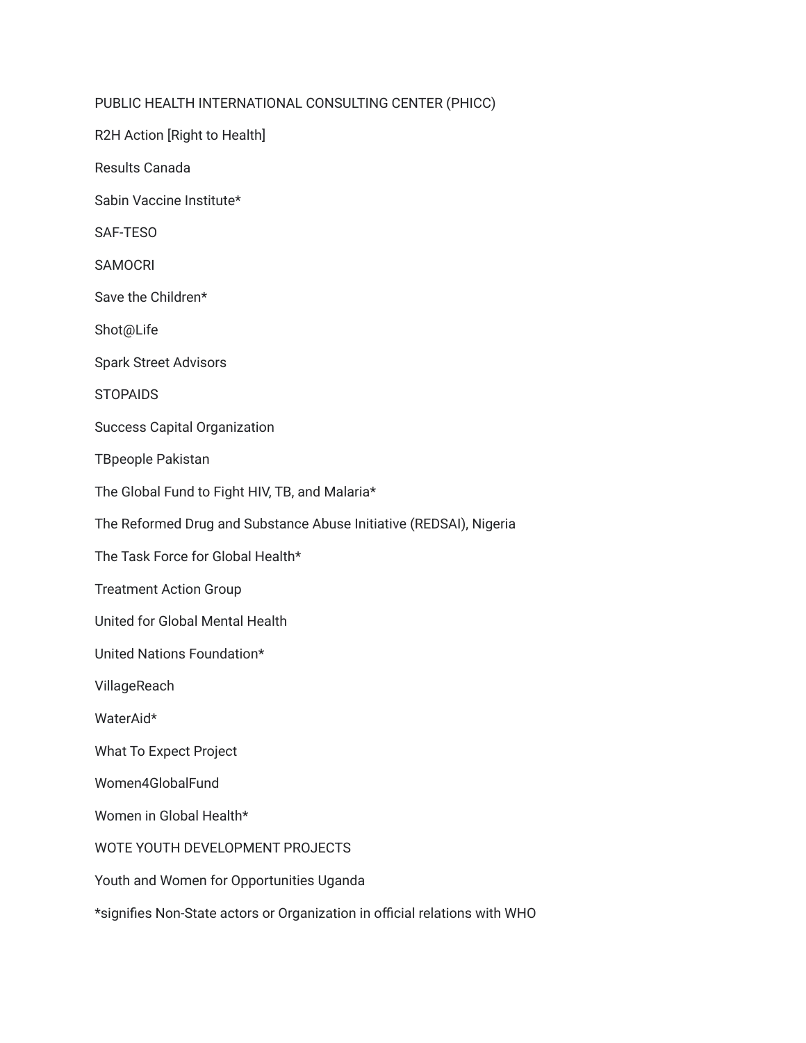PUBLIC HEALTH INTERNATIONAL CONSULTING CENTER (PHICC)

R2H Action [Right to Health]

Results Canada

Sabin Vaccine Institute*

SAF-TESO

SAMOCRI

Save the Children*

Shot@Life

Spark Street Advisors

STOPAIDS

Success Capital Organization

TBpeople Pakistan

The Global Fund to Fight HIV, TB, and Malaria*

The Reformed Drug and Substance Abuse Initiative (REDSAI), Nigeria

The Task Force for Global Health*

Treatment Action Group

United for Global Mental Health

United Nations Foundation*

VillageReach

WaterAid*

What To Expect Project

Women4GlobalFund

Women in Global Health*

WOTE YOUTH DEVELOPMENT PROJECTS

Youth and Women for Opportunities Uganda

*signifies Non-State actors or Organization in official relations with WHO